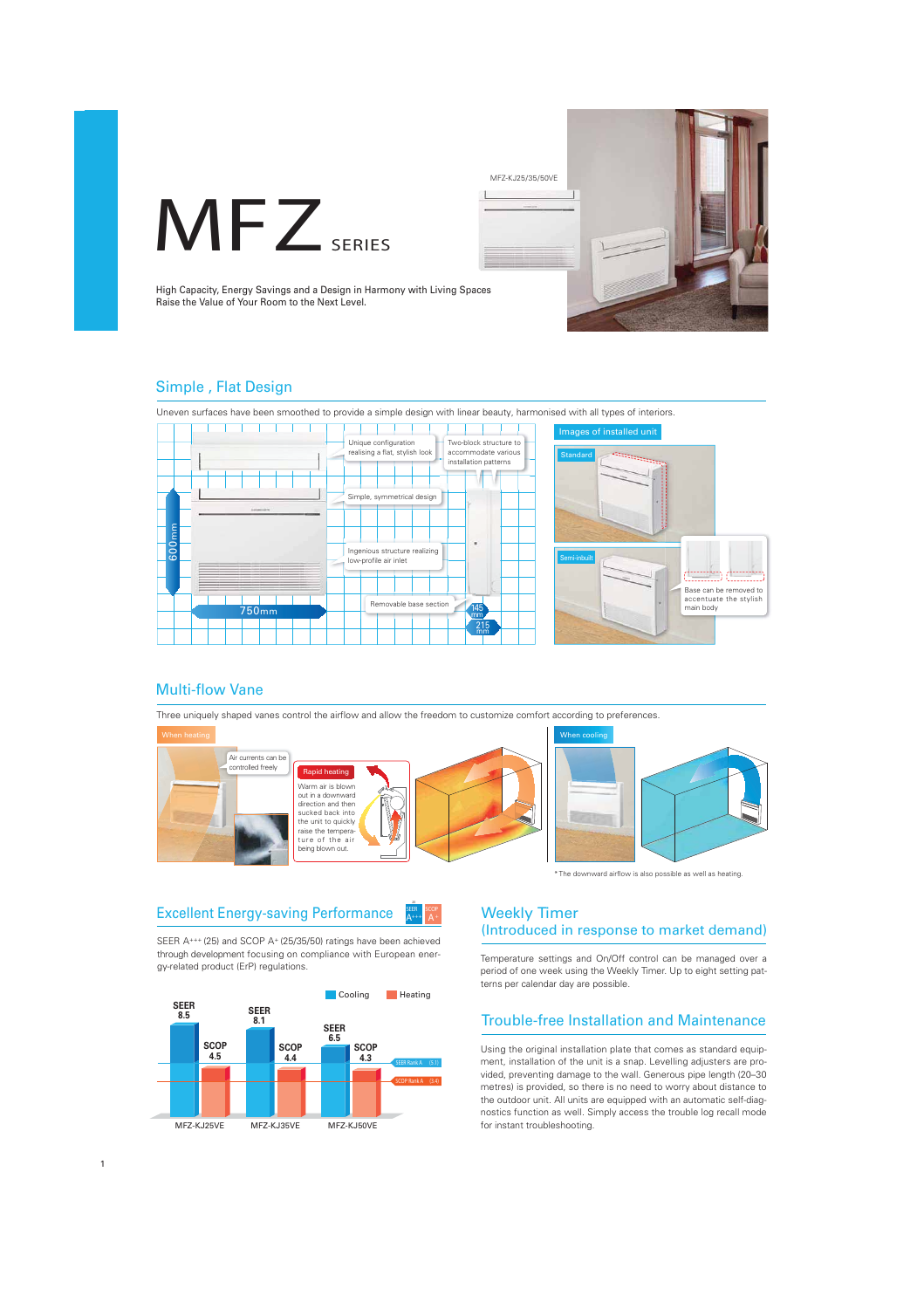# MFZ SERIES

MFZ-KJ25/35/50VE

High Capacity, Energy Savings and a Design in Harmony with Living Spaces
Raise the Value of Your Room to the Next Level.

## Simple , Flat Design

Uneven surfaces have been smoothed to provide a simple design with linear beauty, harmonised with all types of interiors.

Unique configuration realising a flat, stylish look

Two-block structure to accommodate various installation patterns

Simple, symmetrical design

Ingenious structure realizing low-profile air inlet

Removable base section

600mm

750mm

145 mm

215 mm

Images of installed unit

Standard

Semi-inbuilt

Base can be removed to accentuate the stylish main body

## Multi-flow Vane

Three uniquely shaped vanes control the airflow and allow the freedom to customize comfort according to preferences.

When heating

Air currents can be controlled freely

Rapid heating

Warm air is blown out in a downward direction and then sucked back into the unit to quickly raise the temperature of the air being blown out.

When cooling

*The downward airflow is also possible as well as heating.

## Excellent Energy-saving Performance

SEER A+++ (25) and SCOP A+ (25/35/50) ratings have been achieved through development focusing on compliance with European energy-related product (ErP) regulations.

| Model | SEER (Cooling) | SCOP (Heating) |
|---|---|---|
| MFZ-KJ25VE | 8.5 | 4.5 |
| MFZ-KJ35VE | 8.1 | 4.4 |
| MFZ-KJ50VE | 6.5 | 4.3 |

SEER Rank A (5.1)
SCOP Rank A (3.4)

## Weekly Timer (Introduced in response to market demand)

Temperature settings and On/Off control can be managed over a period of one week using the Weekly Timer. Up to eight setting patterns per calendar day are possible.

## Trouble-free Installation and Maintenance

Using the original installation plate that comes as standard equipment, installation of the unit is a snap. Levelling adjusters are provided, preventing damage to the wall. Generous pipe length (20–30 metres) is provided, so there is no need to worry about distance to the outdoor unit. All units are equipped with an automatic self-diagnostics function as well. Simply access the trouble log recall mode for instant troubleshooting.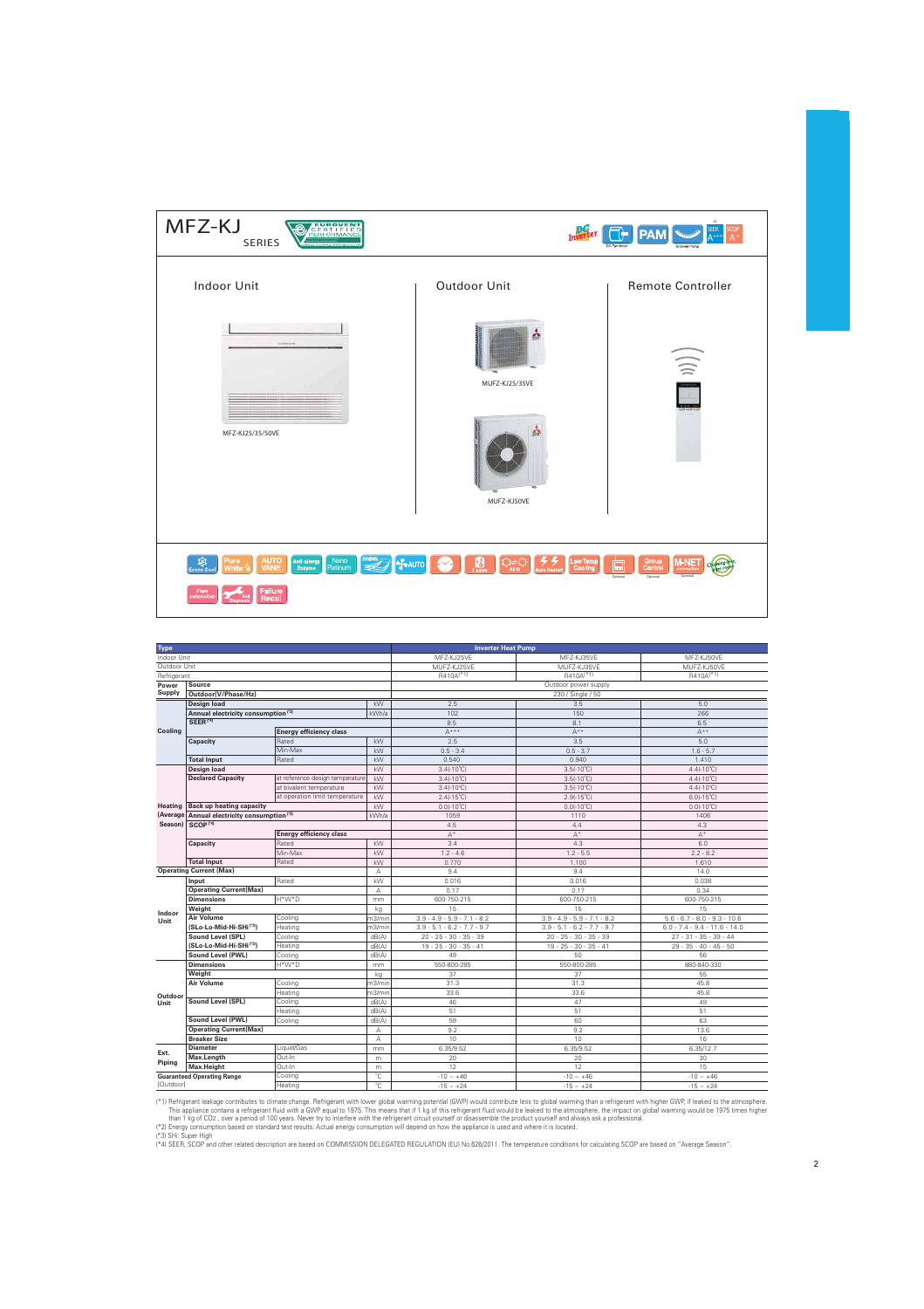# MFZ-KJ SERIES

Indoor Unit

MFZ-KJ25/35/50VE

Outdoor Unit

MUFZ-KJ25/35VE

MUFZ-KJ50VE

Remote Controller

| Type | | | | Inverter Heat Pump | | |
|---|---|---|---|---|---|---|
| Indoor Unit | | | | MFZ-KJ25VE | MFZ-KJ35VE | MFZ-KJ50VE |
| Outdoor Unit | | | | MUFZ-KJ25VE | MUFZ-KJ35VE | MUFZ-KJ50VE |
| Refrigerant | | | | R410A(*1) | R410A(*1) | R410A(*1) |
| Power Supply | Source | | | Outdoor power supply | | |
| | Outdoor(V/Phase/Hz) | | | 230 / Single / 50 | | |
| Cooling | Design load | | kW | 2.5 | 3.5 | 5.0 |
| | Annual electricity consumption (*2) | | kWh/a | 102 | 150 | 266 |
| | SEER (*4) | | | 8.5 | 8.1 | 6.5 |
| | | Energy efficiency class | | A+++ | A++ | A++ |
| | Capacity | Rated | kW | 2.5 | 3.5 | 5.0 |
| | | Min-Max | kW | 0.5 - 3.4 | 0.5 - 3.7 | 1.6 - 5.7 |
| | Total Input | Rated | kW | 0.540 | 0.940 | 1.410 |
| Heating (Average Season) | Design load | | kW | 3.4(-10℃) | 3.5(-10℃) | 4.4(-10℃) |
| | Declared Capacity | at reference design temperature | kW | 3.4(-10℃) | 3.5(-10℃) | 4.4(-10℃) |
| | | at bivalent temperature | kW | 3.4(-10℃) | 3.5(-10℃) | 4.4(-10℃) |
| | | at operation limit temperature | kW | 2.4(-15℃) | 2.9(-15℃) | 6.0(-15℃) |
| | Back up heating capacity | | kW | 0.0(-10℃) | 0.0(-10℃) | 0.0(-10℃) |
| | Annual electricity consumption (*2) | | kWh/a | 1059 | 1110 | 1406 |
| | SCOP (*4) | | | 4.5 | 4.4 | 4.3 |
| | | Energy efficiency class | | A+ | A+ | A+ |
| | Capacity | Rated | kW | 3.4 | 4.3 | 6.0 |
| | | Min-Max | kW | 1.2 - 4.6 | 1.2 - 5.5 | 2.2 - 8.2 |
| | Total Input | Rated | kW | 0.770 | 1.100 | 1.610 |
| Operating Current (Max) | | | A | 9.4 | 9.4 | 14.0 |
| Indoor Unit | Input | Rated | kW | 0.016 | 0.016 | 0.038 |
| | Operating Current(Max) | | A | 0.17 | 0.17 | 0.34 |
| | Dimensions | H*W*D | mm | 600-750-215 | 600-750-215 | 600-750-215 |
| | Weight | | kg | 15 | 15 | 15 |
| | Air Volume (SLo-Lo-Mid-Hi-SHi (*3)) | Cooling | m3/min | 3.9 - 4.9 - 5.9 - 7.1 - 8.2 | 3.9 - 4.9 - 5.9 - 7.1 - 8.2 | 5.6 - 6.7 - 8.0 - 9.3 - 10.6 |
| | | Heating | m3/min | 3.9 - 5.1 - 6.2 - 7.7 - 9.7 | 3.9 - 5.1 - 6.2 - 7.7 - 9.7 | 6.0 - 7.4 - 9.4 - 11.6 - 14.0 |
| | Sound Level (SPL) (SLo-Lo-Mid-Hi-SHi (*3)) | Cooling | dB(A) | 20 - 25 - 30 - 35 - 39 | 20 - 25 - 30 - 35 - 39 | 27 - 31 - 35 - 39 - 44 |
| | | Heating | dB(A) | 19 - 25 - 30 - 35 - 41 | 19 - 25 - 30 - 35 - 41 | 29 - 35 - 40 - 45 - 50 |
| | Sound Level (PWL) | Cooling | dB(A) | 49 | 50 | 56 |
| Outdoor Unit | Dimensions | H*W*D | mm | 550-800-285 | 550-800-285 | 880-840-330 |
| | Weight | | kg | 37 | 37 | 55 |
| | Air Volume | Cooling | m3/min | 31.3 | 31.3 | 45.8 |
| | | Heating | m3/min | 33.6 | 33.6 | 45.8 |
| | Sound Level (SPL) | Cooling | dB(A) | 46 | 47 | 49 |
| | | Heating | dB(A) | 51 | 51 | 51 |
| | Sound Level (PWL) | Cooling | dB(A) | 59 | 60 | 63 |
| | Operating Current(Max) | | A | 9.2 | 9.2 | 13.6 |
| | Breaker Size | | A | 10 | 10 | 16 |
| Ext. Piping | Diameter | Liquid/Gas | mm | 6.35/9.52 | 6.35/9.52 | 6.35/12.7 |
| | Max.Length | Out-In | m | 20 | 20 | 30 |
| | Max.Height | Out-In | m | 12 | 12 | 15 |
| Guaranteed Operating Range (Outdoor) | | Cooling | ℃ | -10 ~ +46 | -10 ~ +46 | -10 ~ +46 |
| | | Heating | ℃ | -15 ~ +24 | -15 ~ +24 | -15 ~ +24 |

(*1) Refrigerant leakage contributes to climate change. Refrigerant with lower global warming potential (GWP) would contribute less to global warming than a refrigerant with higher GWP, if leaked to the atmosphere. This appliance contains a refrigerant fluid with a GWP equal to 1975. This means that if 1 kg of this refrigerant fluid would be leaked to the atmosphere, the impact on global warming would be 1975 times higher than 1 kg of $CO_2$, over a period of 100 years. Never try to interfere with the refrigerant circuit yourself or disassemble the product yourself and always ask a professional.
(*2) Energy consumption based on standard test results. Actual energy consumption will depend on how the appliance is used and where it is located.
(*3) SHi: Super High
(*4) SEER, SCOP and other related description are based on COMMISSION DELEGATED REGULATION (EU) No.626/2011. The temperature conditions for calculating SCOP are based on "Average Season".